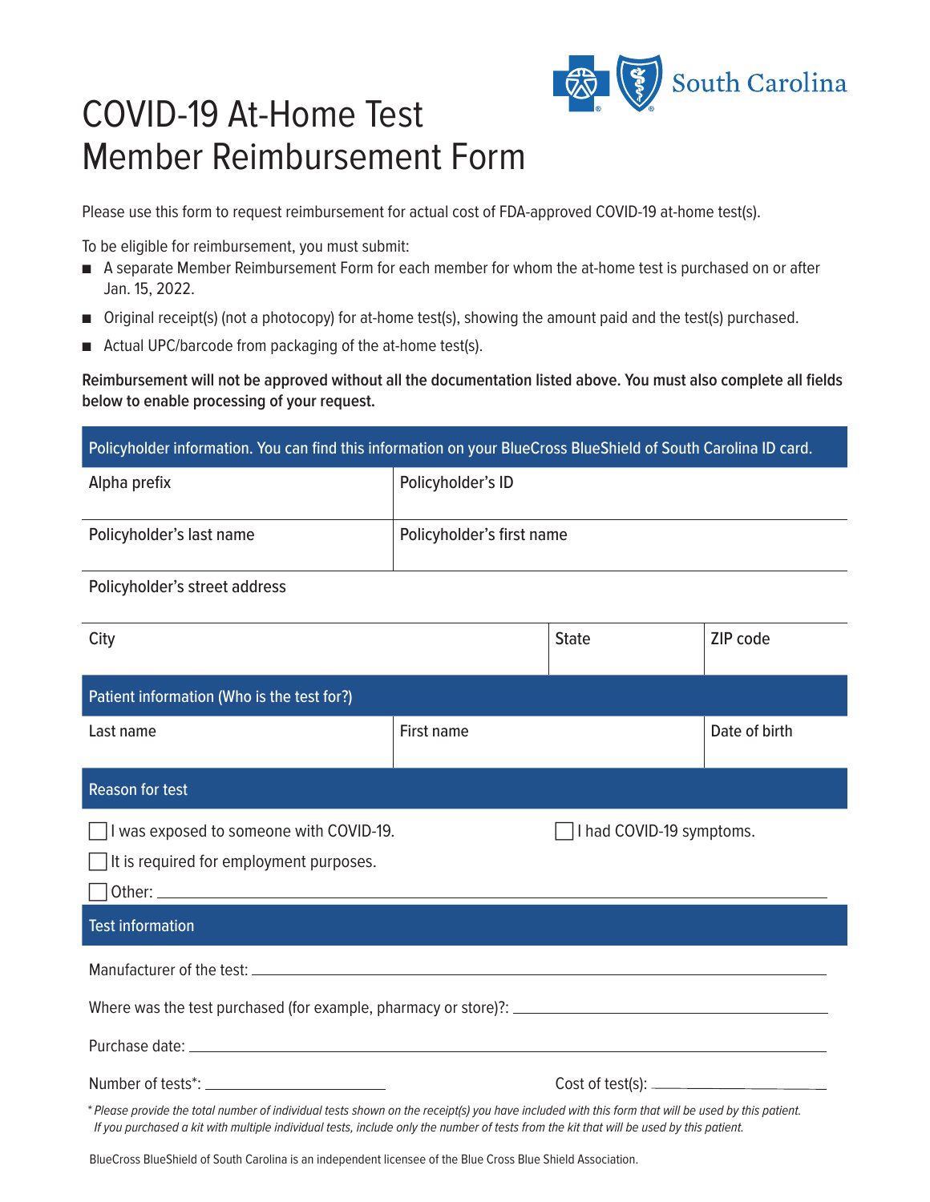# COVID-19 At-Home Test Member Reimbursement Form

Please use this form to request reimbursement for actual cost of FDA-approved COVID-19 at-home test(s).

To be eligible for reimbursement, you must submit:

- A separate Member Reimbursement Form for each member for whom the at-home test is purchased on or after Jan. 15, 2022.
- Original receipt(s) (not a photocopy) for at-home test(s), showing the amount paid and the test(s) purchased.
- Actual UPC/barcode from packaging of the at-home test(s).

**Reimbursement will not be approved without all the documentation listed above. You must also complete all fields below to enable processing of your request.**

## Policyholder information. You can find this information on your BlueCross BlueShield of South Carolina ID card.

| Alpha prefix | Policyholder's ID | |
|---|---|---|
| Policyholder's last name | Policyholder's first name | |
| Policyholder's street address | | |
| City | State | ZIP code |

## Patient information (Who is the test for?)

| Last name | First name | Date of birth |
|---|---|---|
| | | |

## Reason for test

☐ I was exposed to someone with COVID-19.

☐ I had COVID-19 symptoms.

☐ It is required for employment purposes.

☐ Other: ______________________________

## Test information

Manufacturer of the test: ______________________________

Where was the test purchased (for example, pharmacy or store)?: ______________________________

Purchase date: ______________________________

Number of tests*: ____________ Cost of test(s): ____________

*\* Please provide the total number of individual tests shown on the receipt(s) you have included with this form that will be used by this patient. If you purchased a kit with multiple individual tests, include only the number of tests from the kit that will be used by this patient.*

BlueCross BlueShield of South Carolina is an independent licensee of the Blue Cross Blue Shield Association.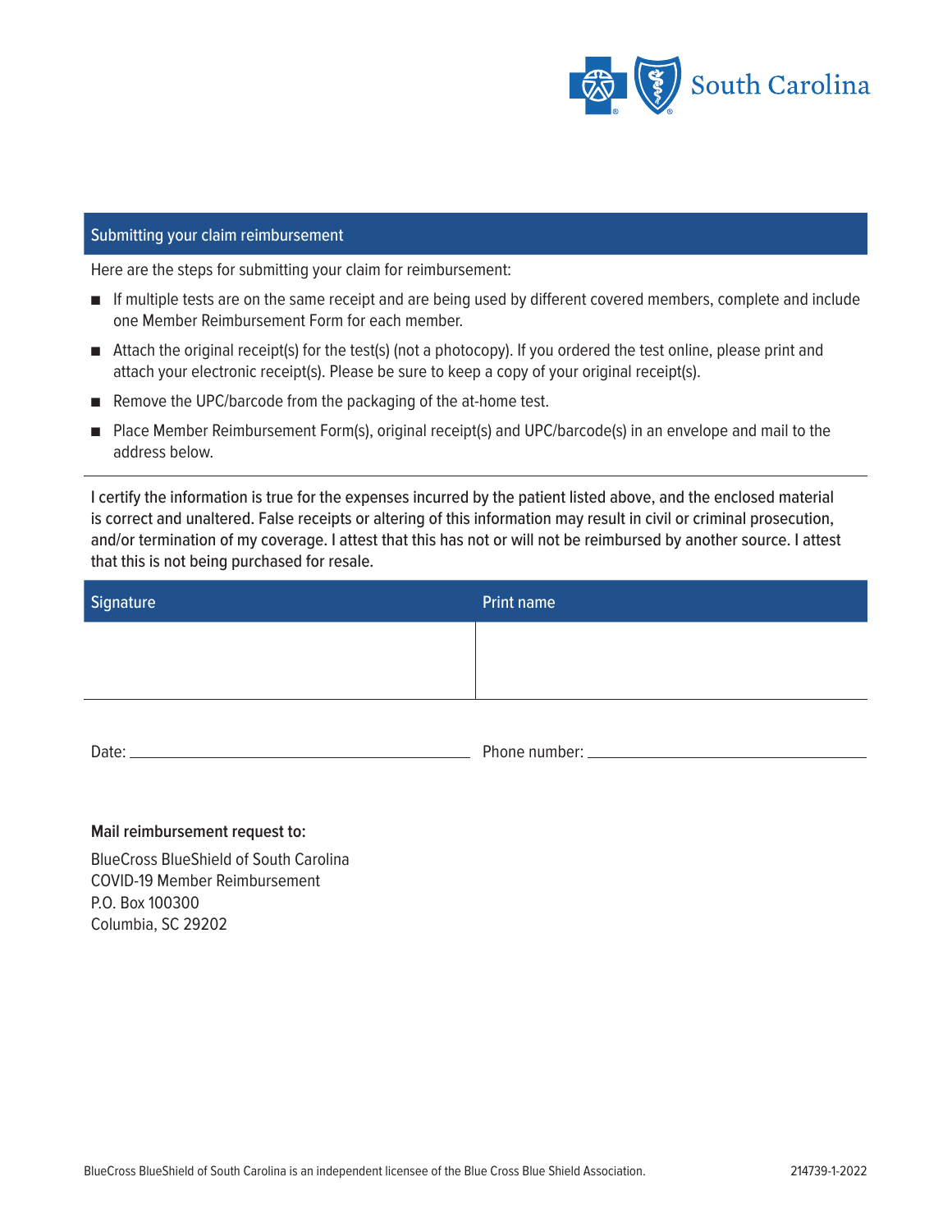South Carolina

## Submitting your claim reimbursement

Here are the steps for submitting your claim for reimbursement:

- If multiple tests are on the same receipt and are being used by different covered members, complete and include one Member Reimbursement Form for each member.
- Attach the original receipt(s) for the test(s) (not a photocopy). If you ordered the test online, please print and attach your electronic receipt(s). Please be sure to keep a copy of your original receipt(s).
- Remove the UPC/barcode from the packaging of the at-home test.
- Place Member Reimbursement Form(s), original receipt(s) and UPC/barcode(s) in an envelope and mail to the address below.

---

I certify the information is true for the expenses incurred by the patient listed above, and the enclosed material is correct and unaltered. False receipts or altering of this information may result in civil or criminal prosecution, and/or termination of my coverage. I attest that this has not or will not be reimbursed by another source. I attest that this is not being purchased for resale.

| Signature | Print name |
|---|---|
| | |

Date: ____________________ Phone number: ____________________

**Mail reimbursement request to:**

BlueCross BlueShield of South Carolina
COVID-19 Member Reimbursement
P.O. Box 100300
Columbia, SC 29202

BlueCross BlueShield of South Carolina is an independent licensee of the Blue Cross Blue Shield Association. 214739-1-2022